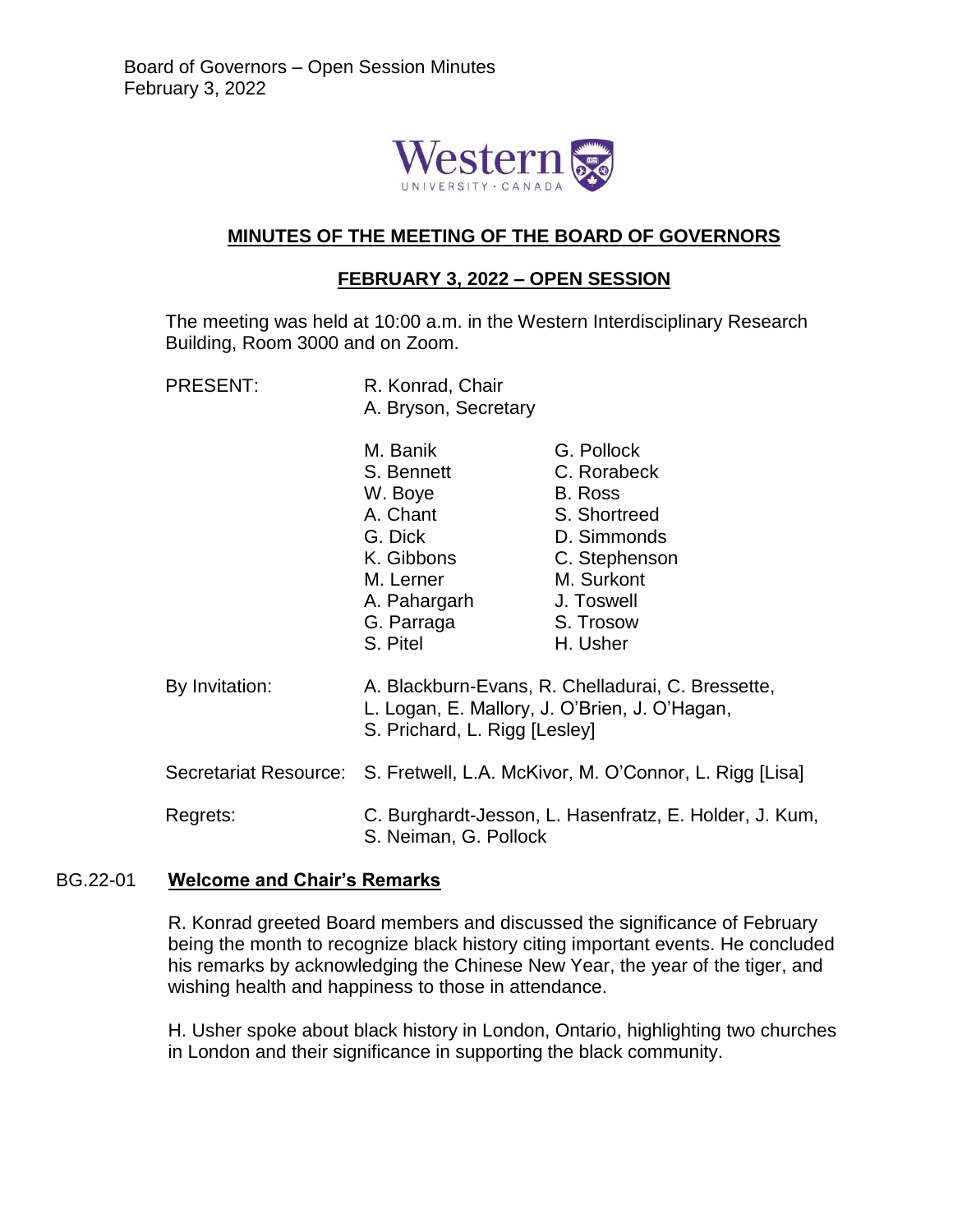# MINUTES OF THE MEETING OF THE BOARD OF GOVERNORS

## FEBRUARY 3, 2022 – OPEN SESSION

The meeting was held at 10:00 a.m. in the Western Interdisciplinary Research Building, Room 3000 and on Zoom.

PRESENT: R. Konrad, Chair
A. Bryson, Secretary

| | |
|---|---|
| M. Banik | G. Pollock |
| S. Bennett | C. Rorabeck |
| W. Boye | B. Ross |
| A. Chant | S. Shortreed |
| G. Dick | D. Simmonds |
| K. Gibbons | C. Stephenson |
| M. Lerner | M. Surkont |
| A. Pahargarh | J. Toswell |
| G. Parraga | S. Trosow |
| S. Pitel | H. Usher |

By Invitation: A. Blackburn-Evans, R. Chelladurai, C. Bressette, L. Logan, E. Mallory, J. O'Brien, J. O'Hagan, S. Prichard, L. Rigg [Lesley]

Secretariat Resource: S. Fretwell, L.A. McKivor, M. O'Connor, L. Rigg [Lisa]

Regrets: C. Burghardt-Jesson, L. Hasenfratz, E. Holder, J. Kum, S. Neiman, G. Pollock

### BG.22-01 Welcome and Chair's Remarks

R. Konrad greeted Board members and discussed the significance of February being the month to recognize black history citing important events. He concluded his remarks by acknowledging the Chinese New Year, the year of the tiger, and wishing health and happiness to those in attendance.

H. Usher spoke about black history in London, Ontario, highlighting two churches in London and their significance in supporting the black community.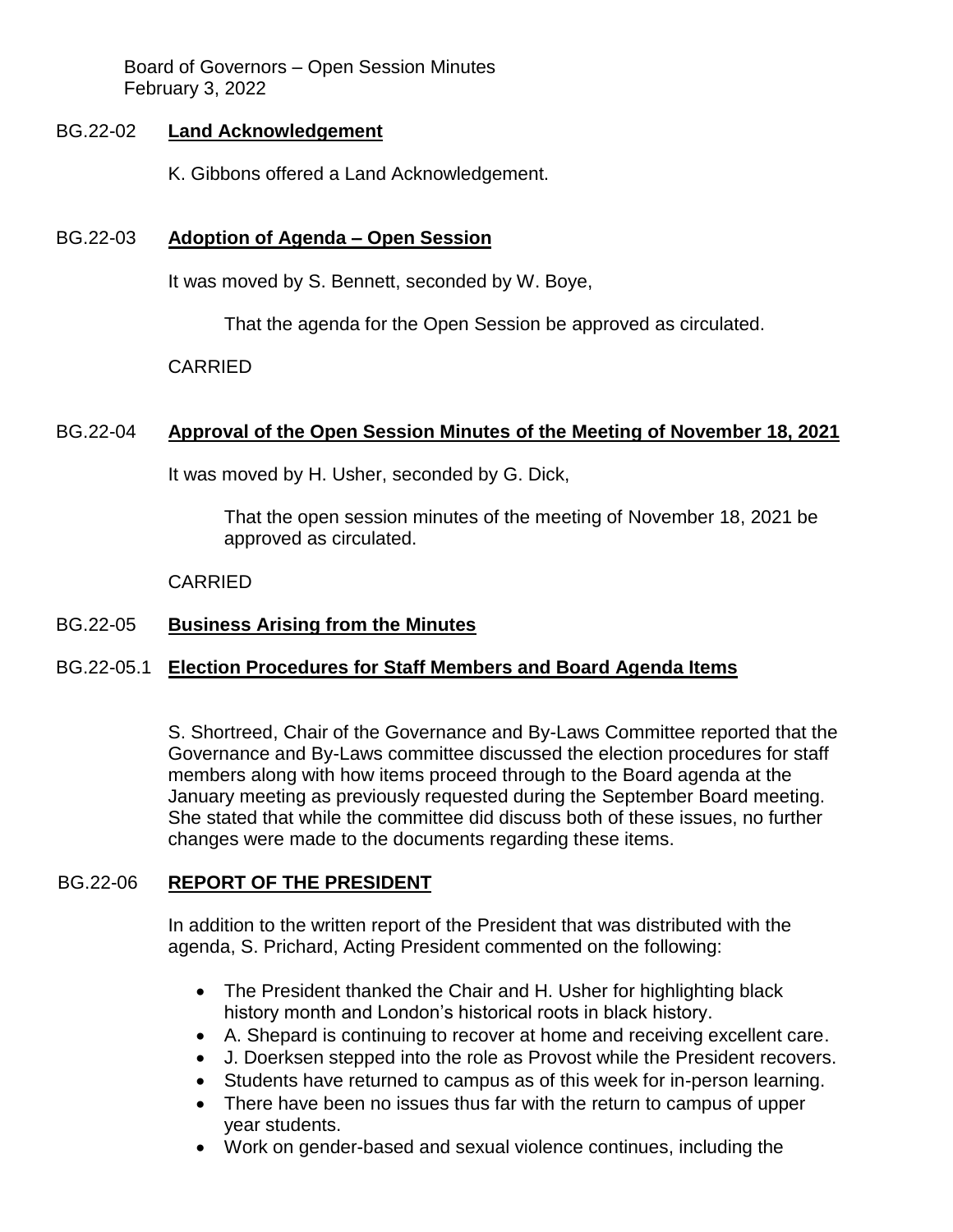## BG.22-02 **Land Acknowledgement**

K. Gibbons offered a Land Acknowledgement.

## BG.22-03 **Adoption of Agenda – Open Session**

It was moved by S. Bennett, seconded by W. Boye,

> That the agenda for the Open Session be approved as circulated.

CARRIED

## BG.22-04 **Approval of the Open Session Minutes of the Meeting of November 18, 2021**

It was moved by H. Usher, seconded by G. Dick,

> That the open session minutes of the meeting of November 18, 2021 be approved as circulated.

CARRIED

## BG.22-05 **Business Arising from the Minutes**

### BG.22-05.1 **Election Procedures for Staff Members and Board Agenda Items**

S. Shortreed, Chair of the Governance and By-Laws Committee reported that the Governance and By-Laws committee discussed the election procedures for staff members along with how items proceed through to the Board agenda at the January meeting as previously requested during the September Board meeting. She stated that while the committee did discuss both of these issues, no further changes were made to the documents regarding these items.

## BG.22-06 **REPORT OF THE PRESIDENT**

In addition to the written report of the President that was distributed with the agenda, S. Prichard, Acting President commented on the following:

- The President thanked the Chair and H. Usher for highlighting black history month and London's historical roots in black history.
- A. Shepard is continuing to recover at home and receiving excellent care.
- J. Doerksen stepped into the role as Provost while the President recovers.
- Students have returned to campus as of this week for in-person learning.
- There have been no issues thus far with the return to campus of upper year students.
- Work on gender-based and sexual violence continues, including the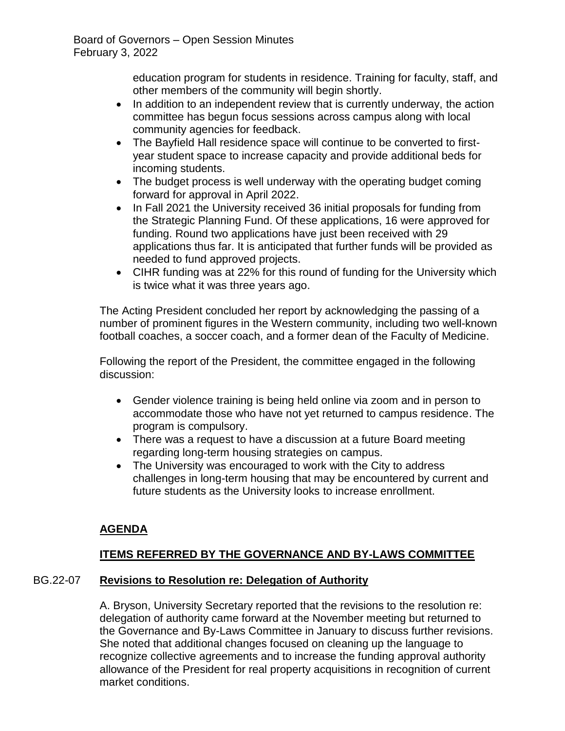education program for students in residence. Training for faculty, staff, and other members of the community will begin shortly.

- In addition to an independent review that is currently underway, the action committee has begun focus sessions across campus along with local community agencies for feedback.
- The Bayfield Hall residence space will continue to be converted to first-year student space to increase capacity and provide additional beds for incoming students.
- The budget process is well underway with the operating budget coming forward for approval in April 2022.
- In Fall 2021 the University received 36 initial proposals for funding from the Strategic Planning Fund. Of these applications, 16 were approved for funding. Round two applications have just been received with 29 applications thus far. It is anticipated that further funds will be provided as needed to fund approved projects.
- CIHR funding was at 22% for this round of funding for the University which is twice what it was three years ago.

The Acting President concluded her report by acknowledging the passing of a number of prominent figures in the Western community, including two well-known football coaches, a soccer coach, and a former dean of the Faculty of Medicine.

Following the report of the President, the committee engaged in the following discussion:

- Gender violence training is being held online via zoom and in person to accommodate those who have not yet returned to campus residence. The program is compulsory.
- There was a request to have a discussion at a future Board meeting regarding long-term housing strategies on campus.
- The University was encouraged to work with the City to address challenges in long-term housing that may be encountered by current and future students as the University looks to increase enrollment.

## AGENDA

## ITEMS REFERRED BY THE GOVERNANCE AND BY-LAWS COMMITTEE

### BG.22-07 Revisions to Resolution re: Delegation of Authority

A. Bryson, University Secretary reported that the revisions to the resolution re: delegation of authority came forward at the November meeting but returned to the Governance and By-Laws Committee in January to discuss further revisions. She noted that additional changes focused on cleaning up the language to recognize collective agreements and to increase the funding approval authority allowance of the President for real property acquisitions in recognition of current market conditions.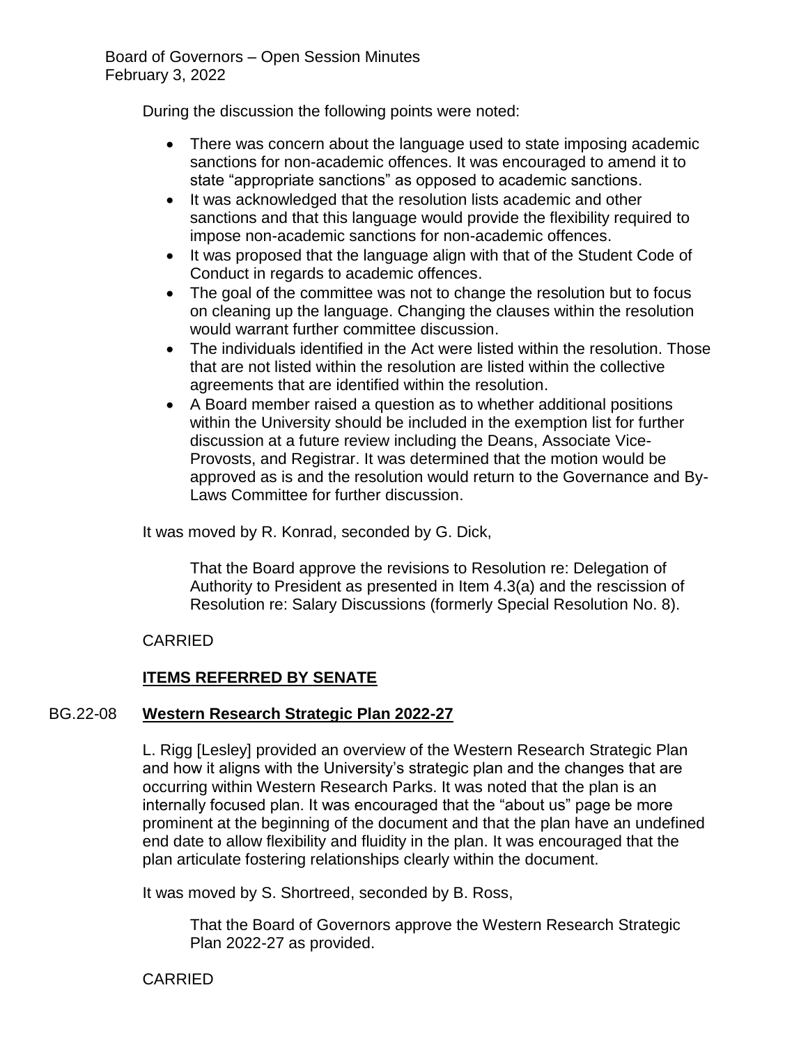During the discussion the following points were noted:

- There was concern about the language used to state imposing academic sanctions for non-academic offences. It was encouraged to amend it to state "appropriate sanctions" as opposed to academic sanctions.
- It was acknowledged that the resolution lists academic and other sanctions and that this language would provide the flexibility required to impose non-academic sanctions for non-academic offences.
- It was proposed that the language align with that of the Student Code of Conduct in regards to academic offences.
- The goal of the committee was not to change the resolution but to focus on cleaning up the language. Changing the clauses within the resolution would warrant further committee discussion.
- The individuals identified in the Act were listed within the resolution. Those that are not listed within the resolution are listed within the collective agreements that are identified within the resolution.
- A Board member raised a question as to whether additional positions within the University should be included in the exemption list for further discussion at a future review including the Deans, Associate Vice-Provosts, and Registrar. It was determined that the motion would be approved as is and the resolution would return to the Governance and By-Laws Committee for further discussion.

It was moved by R. Konrad, seconded by G. Dick,

> That the Board approve the revisions to Resolution re: Delegation of Authority to President as presented in Item 4.3(a) and the rescission of Resolution re: Salary Discussions (formerly Special Resolution No. 8).

CARRIED

## ITEMS REFERRED BY SENATE

### BG.22-08 Western Research Strategic Plan 2022-27

L. Rigg [Lesley] provided an overview of the Western Research Strategic Plan and how it aligns with the University's strategic plan and the changes that are occurring within Western Research Parks. It was noted that the plan is an internally focused plan. It was encouraged that the "about us" page be more prominent at the beginning of the document and that the plan have an undefined end date to allow flexibility and fluidity in the plan. It was encouraged that the plan articulate fostering relationships clearly within the document.

It was moved by S. Shortreed, seconded by B. Ross,

> That the Board of Governors approve the Western Research Strategic Plan 2022-27 as provided.

CARRIED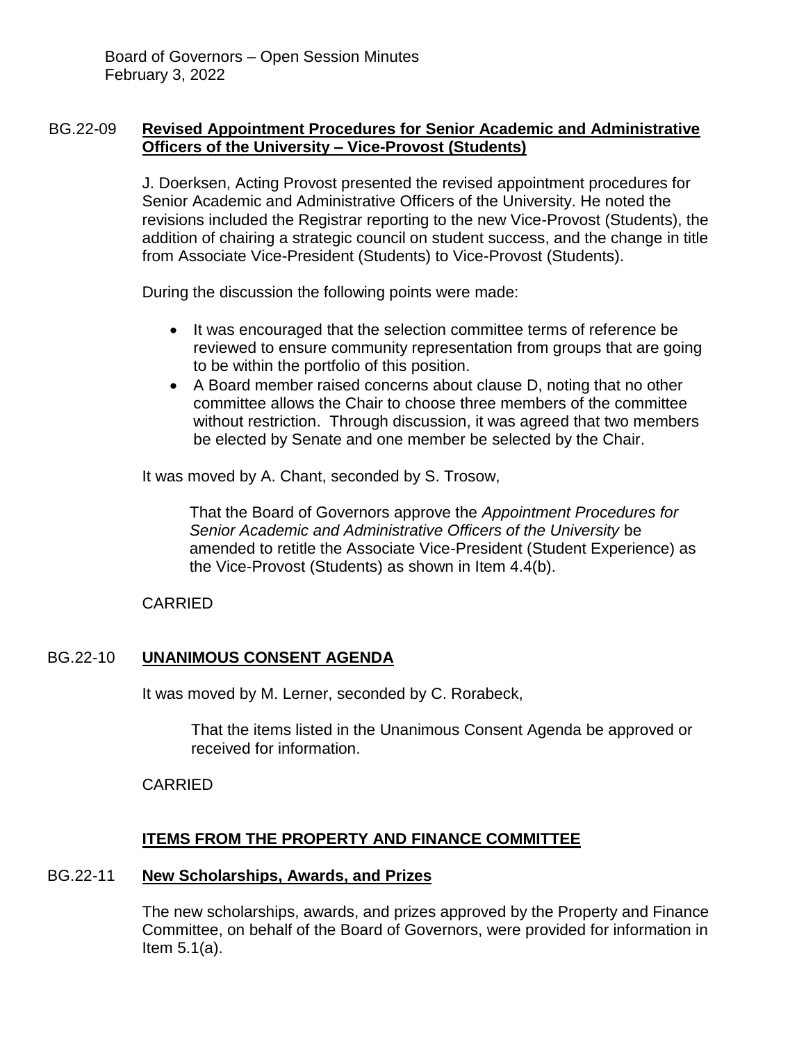## BG.22-09 Revised Appointment Procedures for Senior Academic and Administrative Officers of the University – Vice-Provost (Students)

J. Doerksen, Acting Provost presented the revised appointment procedures for Senior Academic and Administrative Officers of the University. He noted the revisions included the Registrar reporting to the new Vice-Provost (Students), the addition of chairing a strategic council on student success, and the change in title from Associate Vice-President (Students) to Vice-Provost (Students).

During the discussion the following points were made:

- It was encouraged that the selection committee terms of reference be reviewed to ensure community representation from groups that are going to be within the portfolio of this position.
- A Board member raised concerns about clause D, noting that no other committee allows the Chair to choose three members of the committee without restriction. Through discussion, it was agreed that two members be elected by Senate and one member be selected by the Chair.

It was moved by A. Chant, seconded by S. Trosow,

> That the Board of Governors approve the *Appointment Procedures for Senior Academic and Administrative Officers of the University* be amended to retitle the Associate Vice-President (Student Experience) as the Vice-Provost (Students) as shown in Item 4.4(b).

CARRIED

## BG.22-10 UNANIMOUS CONSENT AGENDA

It was moved by M. Lerner, seconded by C. Rorabeck,

> That the items listed in the Unanimous Consent Agenda be approved or received for information.

CARRIED

## ITEMS FROM THE PROPERTY AND FINANCE COMMITTEE

## BG.22-11 New Scholarships, Awards, and Prizes

The new scholarships, awards, and prizes approved by the Property and Finance Committee, on behalf of the Board of Governors, were provided for information in Item 5.1(a).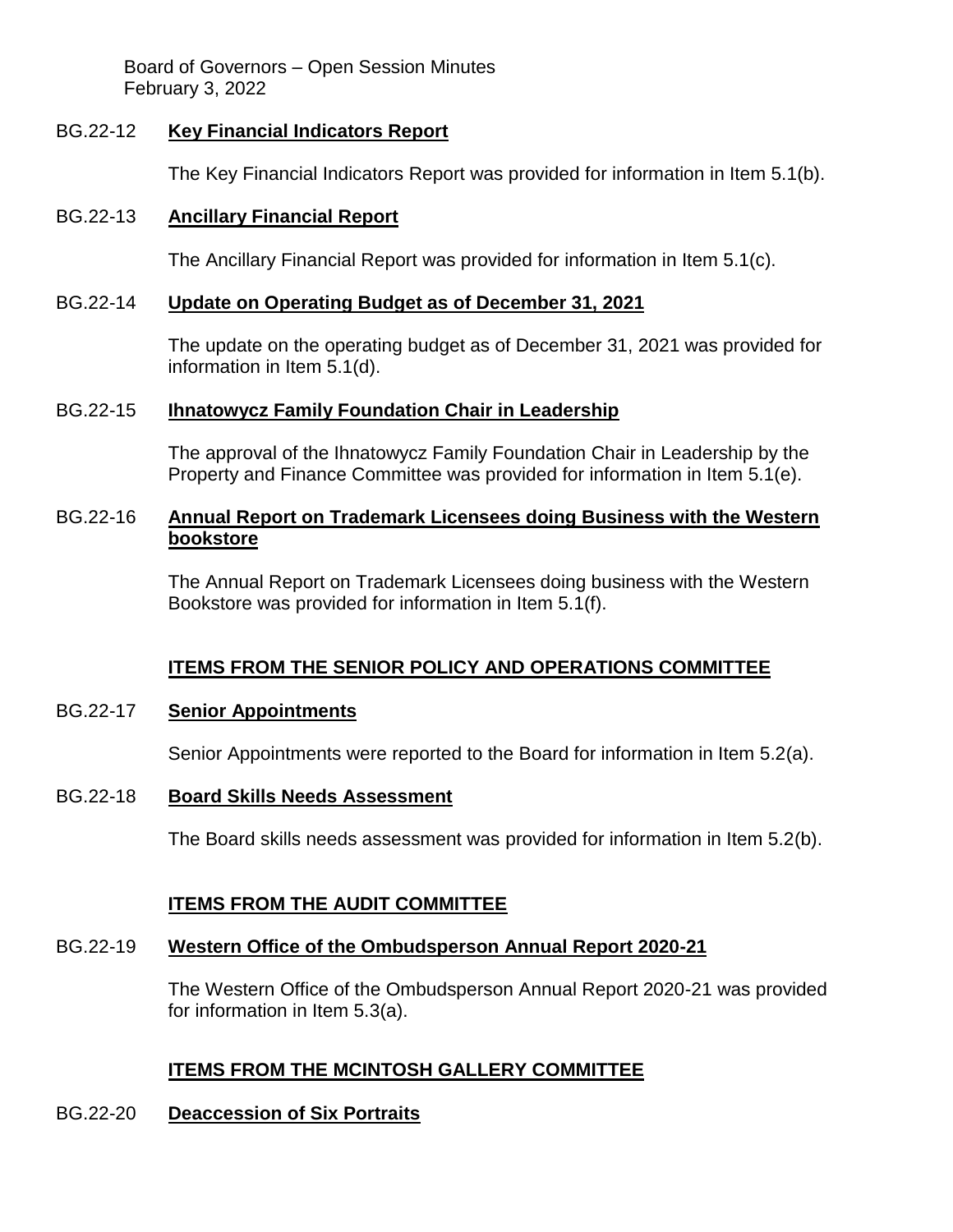BG.22-12 **Key Financial Indicators Report**

The Key Financial Indicators Report was provided for information in Item 5.1(b).

BG.22-13 **Ancillary Financial Report**

The Ancillary Financial Report was provided for information in Item 5.1(c).

BG.22-14 **Update on Operating Budget as of December 31, 2021**

The update on the operating budget as of December 31, 2021 was provided for information in Item 5.1(d).

BG.22-15 **Ihnatowycz Family Foundation Chair in Leadership**

The approval of the Ihnatowycz Family Foundation Chair in Leadership by the Property and Finance Committee was provided for information in Item 5.1(e).

BG.22-16 **Annual Report on Trademark Licensees doing Business with the Western bookstore**

The Annual Report on Trademark Licensees doing business with the Western Bookstore was provided for information in Item 5.1(f).

## ITEMS FROM THE SENIOR POLICY AND OPERATIONS COMMITTEE

BG.22-17 **Senior Appointments**

Senior Appointments were reported to the Board for information in Item 5.2(a).

BG.22-18 **Board Skills Needs Assessment**

The Board skills needs assessment was provided for information in Item 5.2(b).

## ITEMS FROM THE AUDIT COMMITTEE

BG.22-19 **Western Office of the Ombudsperson Annual Report 2020-21**

The Western Office of the Ombudsperson Annual Report 2020-21 was provided for information in Item 5.3(a).

## ITEMS FROM THE MCINTOSH GALLERY COMMITTEE

BG.22-20 **Deaccession of Six Portraits**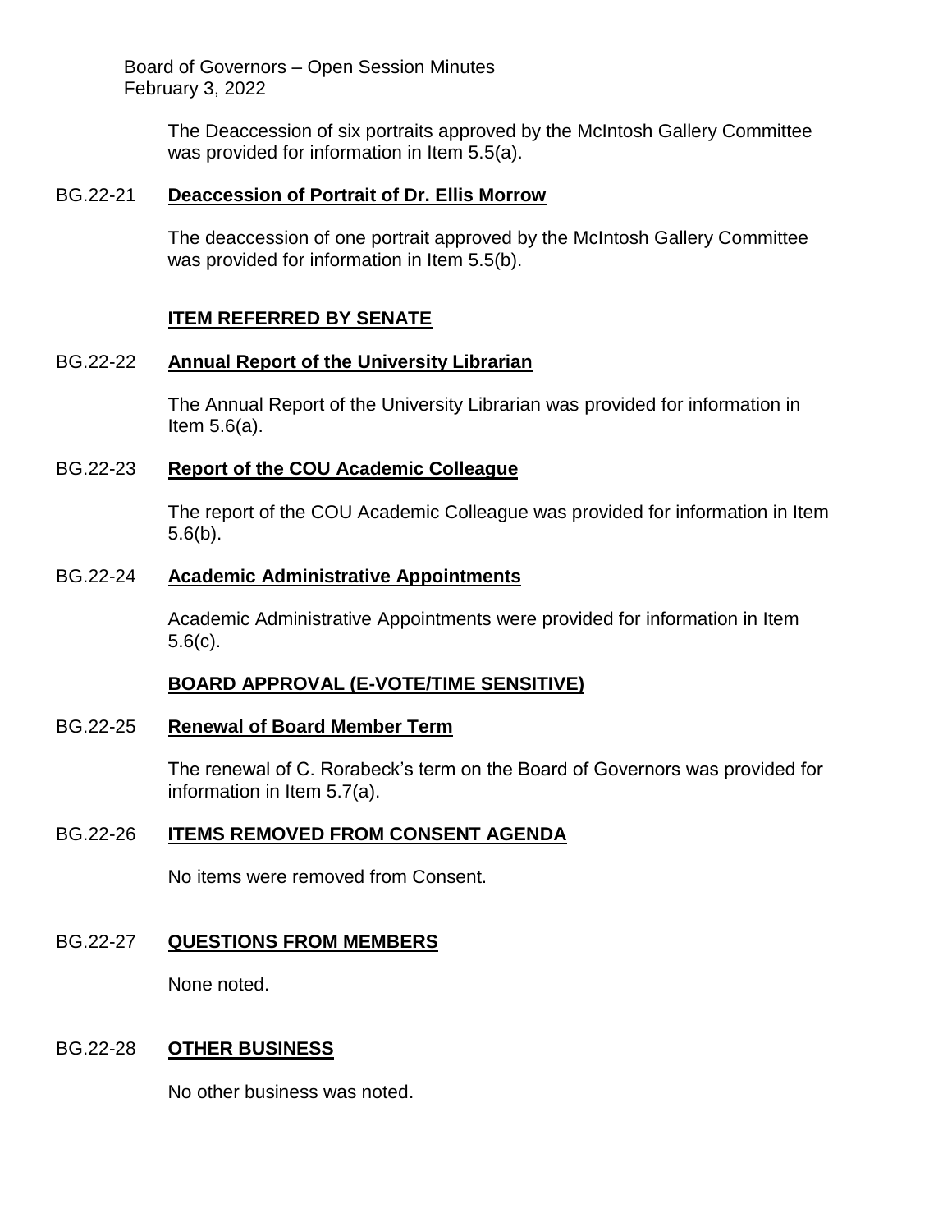The Deaccession of six portraits approved by the McIntosh Gallery Committee was provided for information in Item 5.5(a).

BG.22-21 **Deaccession of Portrait of Dr. Ellis Morrow**

The deaccession of one portrait approved by the McIntosh Gallery Committee was provided for information in Item 5.5(b).

## ITEM REFERRED BY SENATE

BG.22-22 **Annual Report of the University Librarian**

The Annual Report of the University Librarian was provided for information in Item 5.6(a).

BG.22-23 **Report of the COU Academic Colleague**

The report of the COU Academic Colleague was provided for information in Item 5.6(b).

BG.22-24 **Academic Administrative Appointments**

Academic Administrative Appointments were provided for information in Item 5.6(c).

## BOARD APPROVAL (E-VOTE/TIME SENSITIVE)

BG.22-25 **Renewal of Board Member Term**

The renewal of C. Rorabeck's term on the Board of Governors was provided for information in Item 5.7(a).

BG.22-26 **ITEMS REMOVED FROM CONSENT AGENDA**

No items were removed from Consent.

BG.22-27 **QUESTIONS FROM MEMBERS**

None noted.

BG.22-28 **OTHER BUSINESS**

No other business was noted.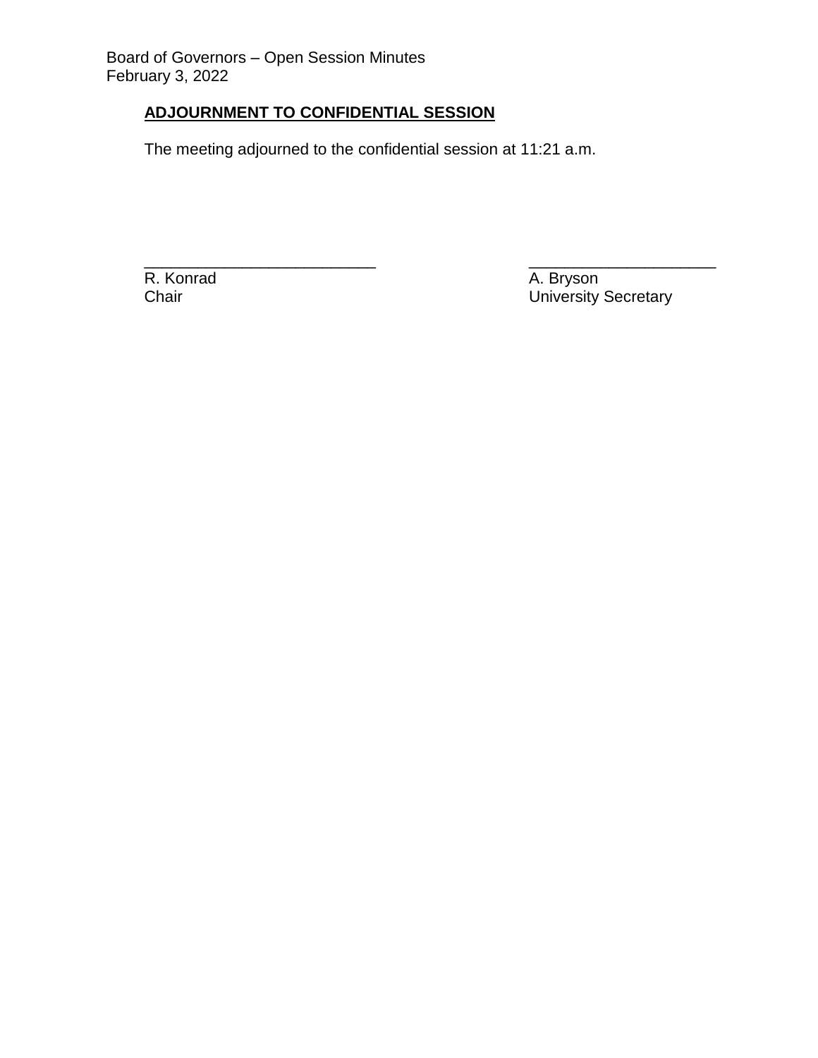## ADJOURNMENT TO CONFIDENTIAL SESSION

The meeting adjourned to the confidential session at 11:21 a.m.

| | |
|---|---|
| ___________________________ | ______________________ |
| R. Konrad | A. Bryson |
| Chair | University Secretary |